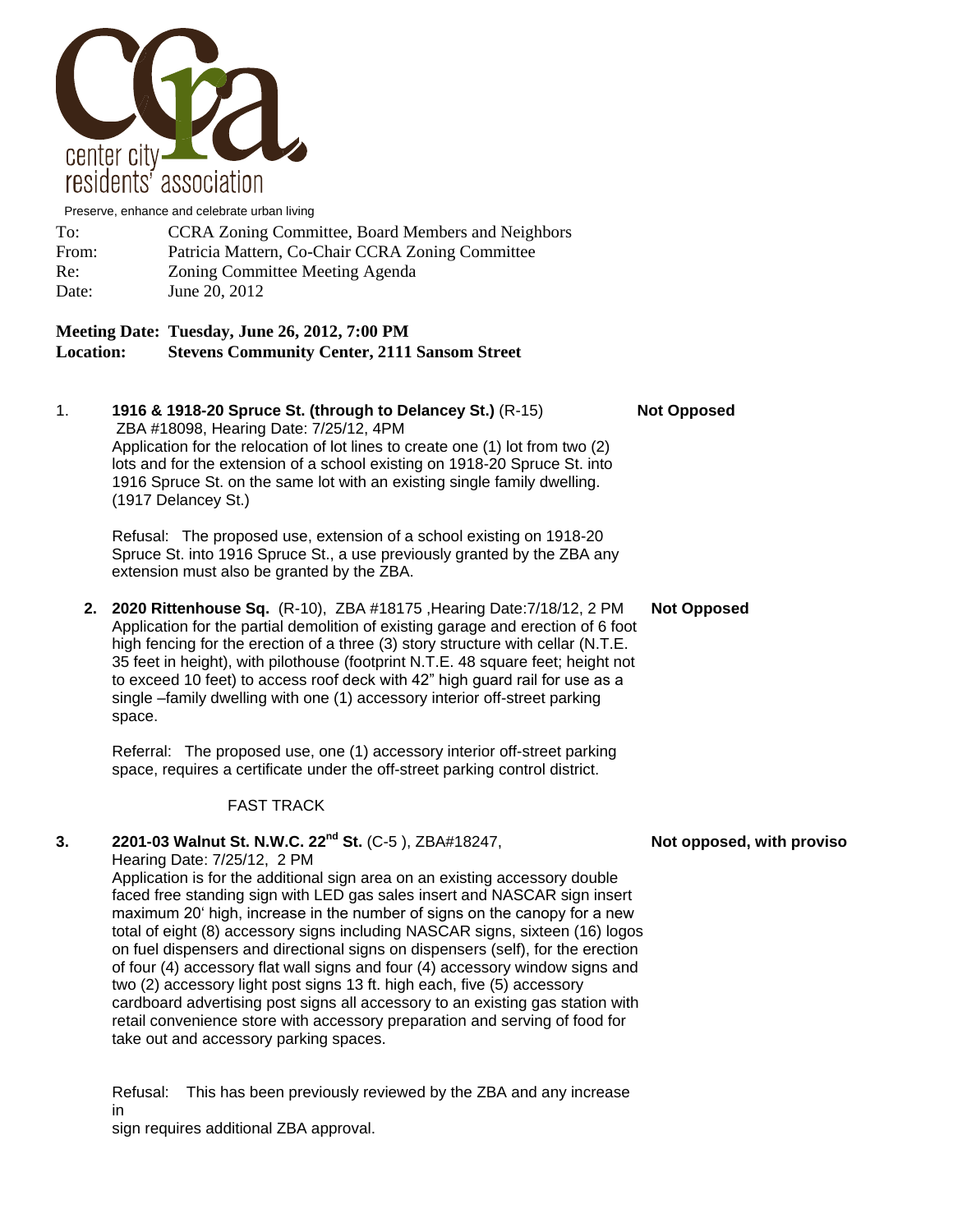center city residents' association

Preserve, enhance and celebrate urban living

To: CCRA Zoning Committee, Board Members and Neighbors
From: Patricia Mattern, Co-Chair CCRA Zoning Committee
Re: Zoning Committee Meeting Agenda
Date: June 20, 2012

**Meeting Date: Tuesday, June 26, 2012, 7:00 PM**
**Location: Stevens Community Center, 2111 Sansom Street**

1. **1916 & 1918-20 Spruce St. (through to Delancey St.)** (R-15) **Not Opposed**
   ZBA #18098, Hearing Date: 7/25/12, 4PM
   Application for the relocation of lot lines to create one (1) lot from two (2) lots and for the extension of a school existing on 1918-20 Spruce St. into 1916 Spruce St. on the same lot with an existing single family dwelling. (1917 Delancey St.)

   Refusal: The proposed use, extension of a school existing on 1918-20 Spruce St. into 1916 Spruce St., a use previously granted by the ZBA any extension must also be granted by the ZBA.

2. **2020 Rittenhouse Sq.** (R-10), ZBA #18175 ,Hearing Date:7/18/12, 2 PM **Not Opposed**
   Application for the partial demolition of existing garage and erection of 6 foot high fencing for the erection of a three (3) story structure with cellar (N.T.E. 35 feet in height), with pilothouse (footprint N.T.E. 48 square feet; height not to exceed 10 feet) to access roof deck with 42" high guard rail for use as a single –family dwelling with one (1) accessory interior off-street parking space.

   Referral: The proposed use, one (1) accessory interior off-street parking space, requires a certificate under the off-street parking control district.

   FAST TRACK

3. **2201-03 Walnut St. N.W.C. 22nd St.** (C-5 ), ZBA#18247, **Not opposed, with proviso**
   Hearing Date: 7/25/12, 2 PM
   Application is for the additional sign area on an existing accessory double faced free standing sign with LED gas sales insert and NASCAR sign insert maximum 20' high, increase in the number of signs on the canopy for a new total of eight (8) accessory signs including NASCAR signs, sixteen (16) logos on fuel dispensers and directional signs on dispensers (self), for the erection of four (4) accessory flat wall signs and four (4) accessory window signs and two (2) accessory light post signs 13 ft. high each, five (5) accessory cardboard advertising post signs all accessory to an existing gas station with retail convenience store with accessory preparation and serving of food for take out and accessory parking spaces.

   Refusal: This has been previously reviewed by the ZBA and any increase in
   sign requires additional ZBA approval.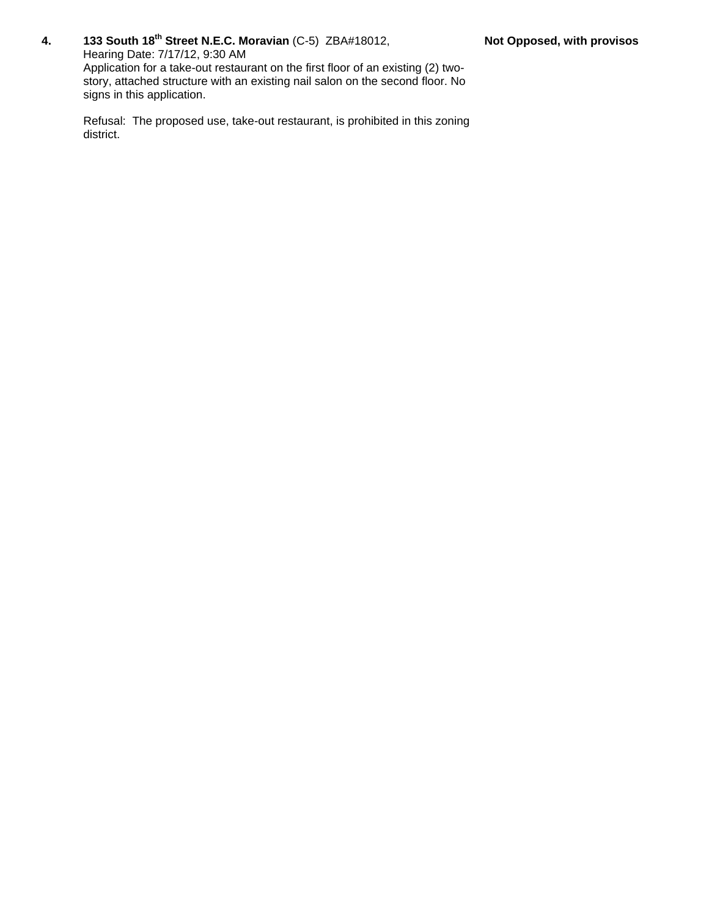4. **133 South 18th Street N.E.C. Moravian** (C-5) ZBA#18012, **Not Opposed, with provisos**
Hearing Date: 7/17/12, 9:30 AM
Application for a take-out restaurant on the first floor of an existing (2) two-story, attached structure with an existing nail salon on the second floor. No signs in this application.

Refusal: The proposed use, take-out restaurant, is prohibited in this zoning district.